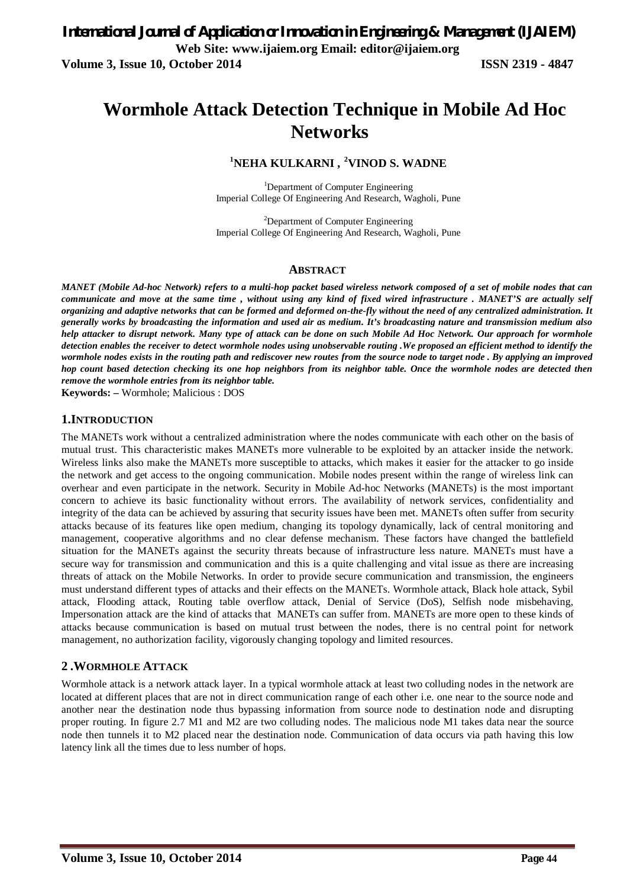# Wormhole Attack Detection Technique in Mobile Ad Hoc Networks

**[1]NEHA KULKARNI , [2]VINOD S. WADNE**

[1]Department of Computer Engineering
Imperial College Of Engineering And Research, Wagholi, Pune

[2]Department of Computer Engineering
Imperial College Of Engineering And Research, Wagholi, Pune

## ABSTRACT

***MANET (Mobile Ad-hoc Network) refers to a multi-hop packet based wireless network composed of a set of mobile nodes that can communicate and move at the same time , without using any kind of fixed wired infrastructure . MANET'S are actually self organizing and adaptive networks that can be formed and deformed on-the-fly without the need of any centralized administration. It generally works by broadcasting the information and used air as medium. It's broadcasting nature and transmission medium also help attacker to disrupt network. Many type of attack can be done on such Mobile Ad Hoc Network. Our approach for wormhole detection enables the receiver to detect wormhole nodes using unobservable routing .We proposed an efficient method to identify the wormhole nodes exists in the routing path and rediscover new routes from the source node to target node . By applying an improved hop count based detection checking its one hop neighbors from its neighbor table. Once the wormhole nodes are detected then remove the wormhole entries from its neighbor table.***

**Keywords: –** Wormhole; Malicious : DOS

## 1.INTRODUCTION

The MANETs work without a centralized administration where the nodes communicate with each other on the basis of mutual trust. This characteristic makes MANETs more vulnerable to be exploited by an attacker inside the network. Wireless links also make the MANETs more susceptible to attacks, which makes it easier for the attacker to go inside the network and get access to the ongoing communication. Mobile nodes present within the range of wireless link can overhear and even participate in the network. Security in Mobile Ad-hoc Networks (MANETs) is the most important concern to achieve its basic functionality without errors. The availability of network services, confidentiality and integrity of the data can be achieved by assuring that security issues have been met. MANETs often suffer from security attacks because of its features like open medium, changing its topology dynamically, lack of central monitoring and management, cooperative algorithms and no clear defense mechanism. These factors have changed the battlefield situation for the MANETs against the security threats because of infrastructure less nature. MANETs must have a secure way for transmission and communication and this is a quite challenging and vital issue as there are increasing threats of attack on the Mobile Networks. In order to provide secure communication and transmission, the engineers must understand different types of attacks and their effects on the MANETs. Wormhole attack, Black hole attack, Sybil attack, Flooding attack, Routing table overflow attack, Denial of Service (DoS), Selfish node misbehaving, Impersonation attack are the kind of attacks that MANETs can suffer from. MANETs are more open to these kinds of attacks because communication is based on mutual trust between the nodes, there is no central point for network management, no authorization facility, vigorously changing topology and limited resources.

## 2 .WORMHOLE ATTACK

Wormhole attack is a network attack layer. In a typical wormhole attack at least two colluding nodes in the network are located at different places that are not in direct communication range of each other i.e. one near to the source node and another near the destination node thus bypassing information from source node to destination node and disrupting proper routing. In figure 2.7 M1 and M2 are two colluding nodes. The malicious node M1 takes data near the source node then tunnels it to M2 placed near the destination node. Communication of data occurs via path having this low latency link all the times due to less number of hops.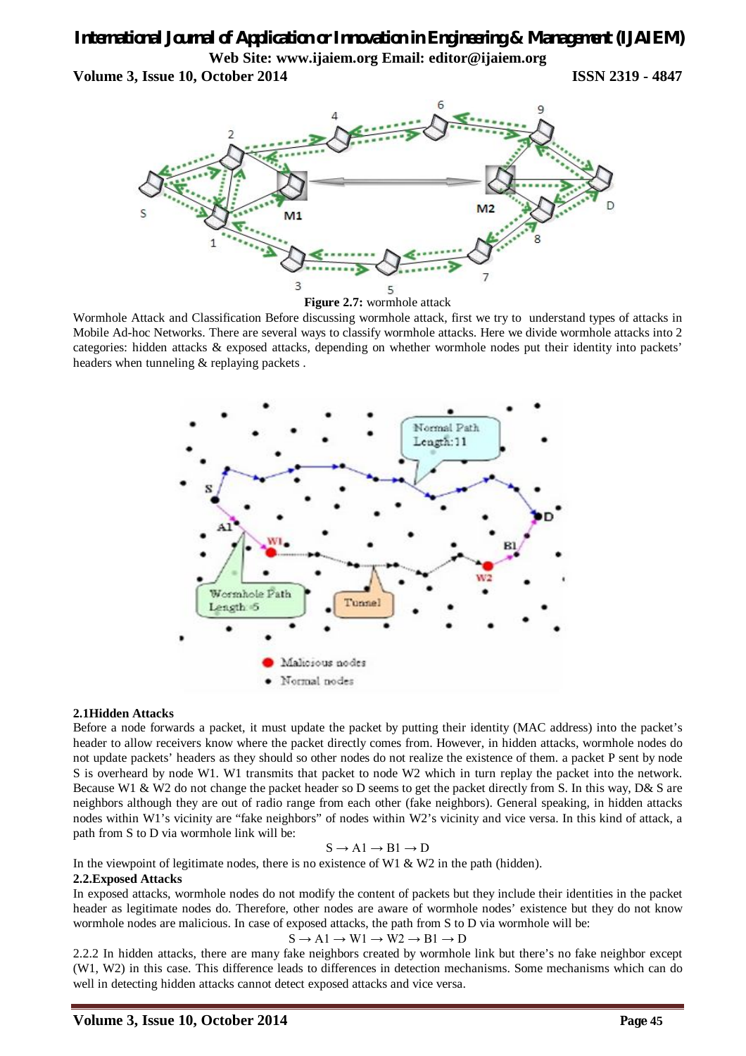**Figure 2.7:** wormhole attack

Wormhole Attack and Classification Before discussing wormhole attack, first we try to understand types of attacks in Mobile Ad-hoc Networks. There are several ways to classify wormhole attacks. Here we divide wormhole attacks into 2 categories: hidden attacks & exposed attacks, depending on whether wormhole nodes put their identity into packets' headers when tunneling & replaying packets .

## 2.1Hidden Attacks

Before a node forwards a packet, it must update the packet by putting their identity (MAC address) into the packet's header to allow receivers know where the packet directly comes from. However, in hidden attacks, wormhole nodes do not update packets' headers as they should so other nodes do not realize the existence of them. a packet P sent by node S is overheard by node W1. W1 transmits that packet to node W2 which in turn replay the packet into the network. Because W1 & W2 do not change the packet header so D seems to get the packet directly from S. In this way, D& S are neighbors although they are out of radio range from each other (fake neighbors). General speaking, in hidden attacks nodes within W1's vicinity are "fake neighbors" of nodes within W2's vicinity and vice versa. In this kind of attack, a path from S to D via wormhole link will be:

$$S \rightarrow A1 \rightarrow B1 \rightarrow D$$

In the viewpoint of legitimate nodes, there is no existence of W1 & W2 in the path (hidden).

## 2.2.Exposed Attacks

In exposed attacks, wormhole nodes do not modify the content of packets but they include their identities in the packet header as legitimate nodes do. Therefore, other nodes are aware of wormhole nodes' existence but they do not know wormhole nodes are malicious. In case of exposed attacks, the path from S to D via wormhole will be:

$$S \rightarrow A1 \rightarrow W1 \rightarrow W2 \rightarrow B1 \rightarrow D$$

2.2.2 In hidden attacks, there are many fake neighbors created by wormhole link but there's no fake neighbor except (W1, W2) in this case. This difference leads to differences in detection mechanisms. Some mechanisms which can do well in detecting hidden attacks cannot detect exposed attacks and vice versa.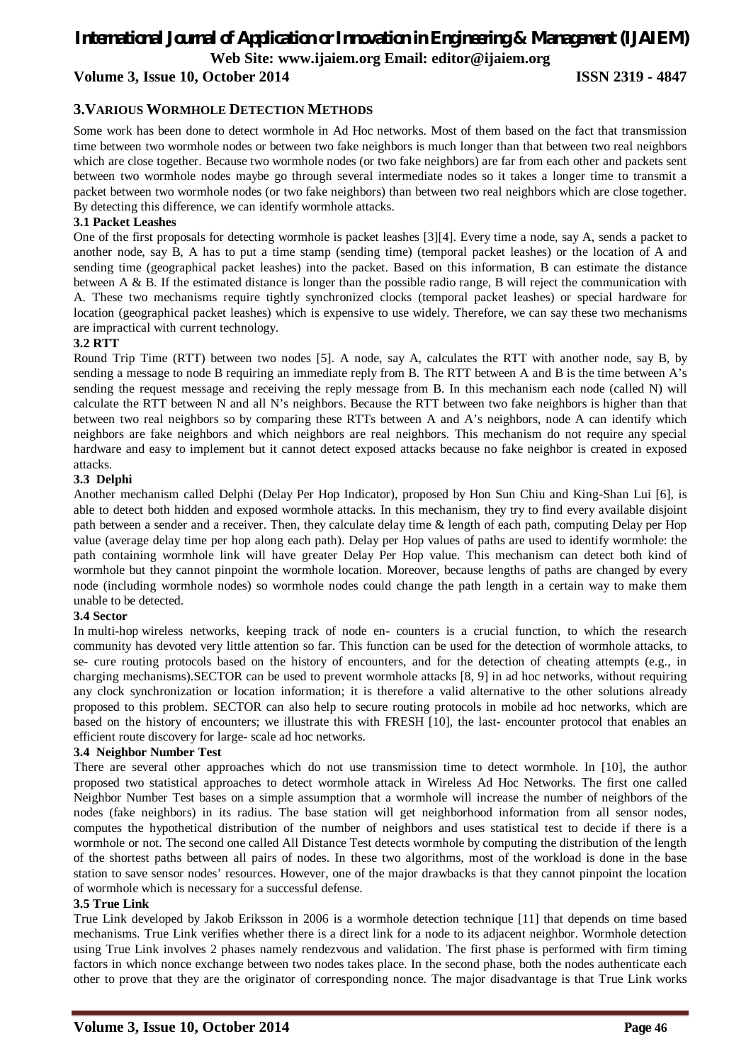## 3. VARIOUS WORMHOLE DETECTION METHODS

Some work has been done to detect wormhole in Ad Hoc networks. Most of them based on the fact that transmission time between two wormhole nodes or between two fake neighbors is much longer than that between two real neighbors which are close together. Because two wormhole nodes (or two fake neighbors) are far from each other and packets sent between two wormhole nodes maybe go through several intermediate nodes so it takes a longer time to transmit a packet between two wormhole nodes (or two fake neighbors) than between two real neighbors which are close together. By detecting this difference, we can identify wormhole attacks.

### 3.1 Packet Leashes

One of the first proposals for detecting wormhole is packet leashes [3][4]. Every time a node, say A, sends a packet to another node, say B, A has to put a time stamp (sending time) (temporal packet leashes) or the location of A and sending time (geographical packet leashes) into the packet. Based on this information, B can estimate the distance between A & B. If the estimated distance is longer than the possible radio range, B will reject the communication with A. These two mechanisms require tightly synchronized clocks (temporal packet leashes) or special hardware for location (geographical packet leashes) which is expensive to use widely. Therefore, we can say these two mechanisms are impractical with current technology.

### 3.2 RTT

Round Trip Time (RTT) between two nodes [5]. A node, say A, calculates the RTT with another node, say B, by sending a message to node B requiring an immediate reply from B. The RTT between A and B is the time between A's sending the request message and receiving the reply message from B. In this mechanism each node (called N) will calculate the RTT between N and all N's neighbors. Because the RTT between two fake neighbors is higher than that between two real neighbors so by comparing these RTTs between A and A's neighbors, node A can identify which neighbors are fake neighbors and which neighbors are real neighbors. This mechanism do not require any special hardware and easy to implement but it cannot detect exposed attacks because no fake neighbor is created in exposed attacks.

### 3.3 Delphi

Another mechanism called Delphi (Delay Per Hop Indicator), proposed by Hon Sun Chiu and King-Shan Lui [6], is able to detect both hidden and exposed wormhole attacks. In this mechanism, they try to find every available disjoint path between a sender and a receiver. Then, they calculate delay time & length of each path, computing Delay per Hop value (average delay time per hop along each path). Delay per Hop values of paths are used to identify wormhole: the path containing wormhole link will have greater Delay Per Hop value. This mechanism can detect both kind of wormhole but they cannot pinpoint the wormhole location. Moreover, because lengths of paths are changed by every node (including wormhole nodes) so wormhole nodes could change the path length in a certain way to make them unable to be detected.

### 3.4 Sector

In multi-hop wireless networks, keeping track of node en- counters is a crucial function, to which the research community has devoted very little attention so far. This function can be used for the detection of wormhole attacks, to se- cure routing protocols based on the history of encounters, and for the detection of cheating attempts (e.g., in charging mechanisms).SECTOR can be used to prevent wormhole attacks [8, 9] in ad hoc networks, without requiring any clock synchronization or location information; it is therefore a valid alternative to the other solutions already proposed to this problem. SECTOR can also help to secure routing protocols in mobile ad hoc networks, which are based on the history of encounters; we illustrate this with FRESH [10], the last- encounter protocol that enables an efficient route discovery for large- scale ad hoc networks.

### 3.4 Neighbor Number Test

There are several other approaches which do not use transmission time to detect wormhole. In [10], the author proposed two statistical approaches to detect wormhole attack in Wireless Ad Hoc Networks. The first one called Neighbor Number Test bases on a simple assumption that a wormhole will increase the number of neighbors of the nodes (fake neighbors) in its radius. The base station will get neighborhood information from all sensor nodes, computes the hypothetical distribution of the number of neighbors and uses statistical test to decide if there is a wormhole or not. The second one called All Distance Test detects wormhole by computing the distribution of the length of the shortest paths between all pairs of nodes. In these two algorithms, most of the workload is done in the base station to save sensor nodes' resources. However, one of the major drawbacks is that they cannot pinpoint the location of wormhole which is necessary for a successful defense.

### 3.5 True Link

True Link developed by Jakob Eriksson in 2006 is a wormhole detection technique [11] that depends on time based mechanisms. True Link verifies whether there is a direct link for a node to its adjacent neighbor. Wormhole detection using True Link involves 2 phases namely rendezvous and validation. The first phase is performed with firm timing factors in which nonce exchange between two nodes takes place. In the second phase, both the nodes authenticate each other to prove that they are the originator of corresponding nonce. The major disadvantage is that True Link works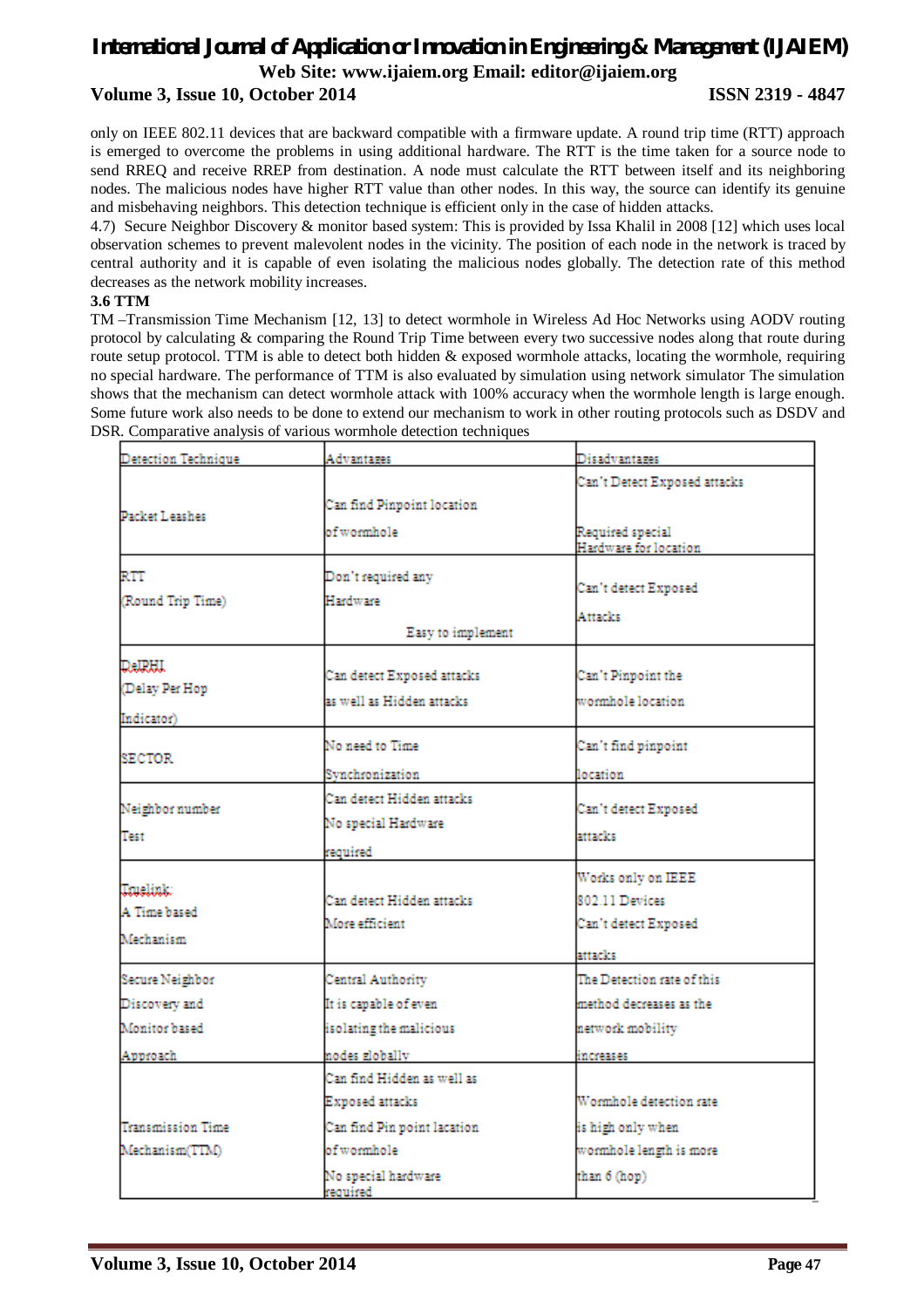only on IEEE 802.11 devices that are backward compatible with a firmware update. A round trip time (RTT) approach is emerged to overcome the problems in using additional hardware. The RTT is the time taken for a source node to send RREQ and receive RREP from destination. A node must calculate the RTT between itself and its neighboring nodes. The malicious nodes have higher RTT value than other nodes. In this way, the source can identify its genuine and misbehaving neighbors. This detection technique is efficient only in the case of hidden attacks.

4.7) Secure Neighbor Discovery & monitor based system: This is provided by Issa Khalil in 2008 [12] which uses local observation schemes to prevent malevolent nodes in the vicinity. The position of each node in the network is traced by central authority and it is capable of even isolating the malicious nodes globally. The detection rate of this method decreases as the network mobility increases.

### 3.6 TTM

TM –Transmission Time Mechanism [12, 13] to detect wormhole in Wireless Ad Hoc Networks using AODV routing protocol by calculating & comparing the Round Trip Time between every two successive nodes along that route during route setup protocol. TTM is able to detect both hidden & exposed wormhole attacks, locating the wormhole, requiring no special hardware. The performance of TTM is also evaluated by simulation using network simulator The simulation shows that the mechanism can detect wormhole attack with 100% accuracy when the wormhole length is large enough. Some future work also needs to be done to extend our mechanism to work in other routing protocols such as DSDV and DSR. Comparative analysis of various wormhole detection techniques

| Detection Technique | Advantages | Disadvantages |
|---|---|---|
| Packet Leashes | Can find Pinpoint location of wormhole | Can't Detect Exposed attacks<br>Required special Hardware for location |
| RTT (Round Trip Time) | Don't required any Hardware<br>Easy to implement | Can't detect Exposed Attacks |
| DelPHI (Delay Per Hop Indicator) | Can detect Exposed attacks as well as Hidden attacks | Can't Pinpoint the wormhole location |
| SECTOR | No need to Time Synchronization | Can't find pinpoint location |
| Neighbor number Test | Can detect Hidden attacks<br>No special Hardware required | Can't detect Exposed attacks |
| Truelink: A Time based Mechanism | Can detect Hidden attacks<br>More efficient | Works only on IEEE 802.11 Devices<br>Can't detect Exposed attacks |
| Secure Neighbor Discovery and Monitor based Approach | Central Authority<br>It is capable of even isolating the malicious nodes globally | The Detection rate of this method decreases as the network mobility increases |
| Transmission Time Mechanism(TTM) | Can find Hidden as well as Exposed attacks<br>Can find Pin point lacation of wormhole<br>No special hardware required | Wormhole detection rate is high only when wormhole length is more than 6 (hop) |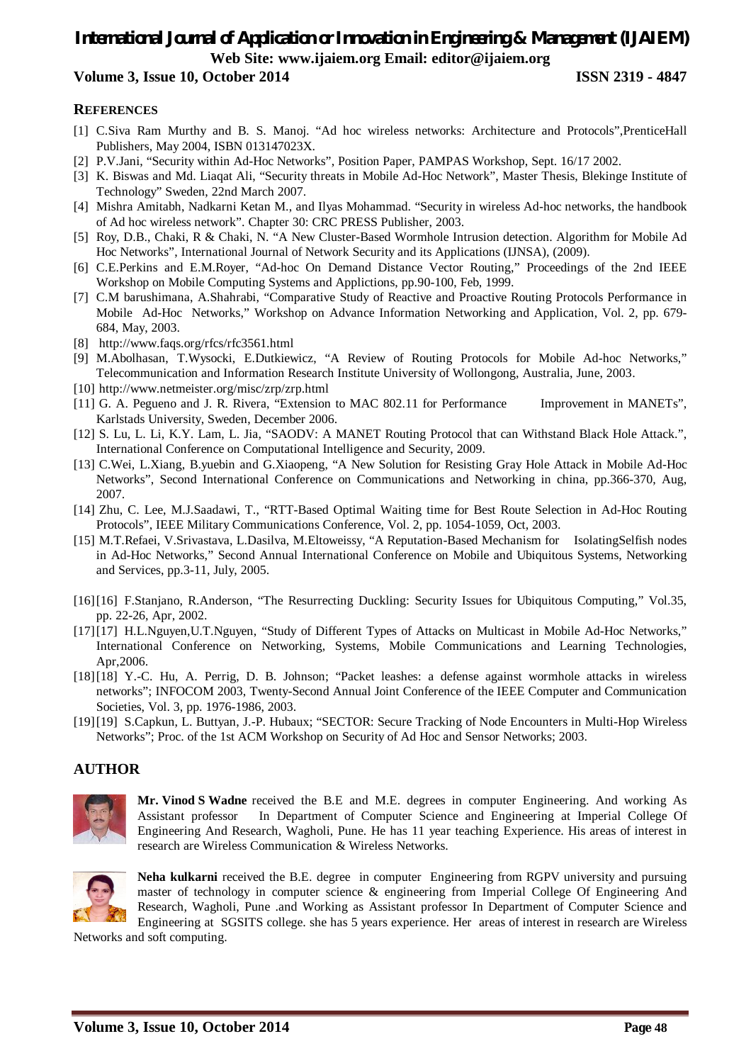## REFERENCES

[1] C.Siva Ram Murthy and B. S. Manoj. "Ad hoc wireless networks: Architecture and Protocols",PrenticeHall Publishers, May 2004, ISBN 013147023X.

[2] P.V.Jani, "Security within Ad-Hoc Networks", Position Paper, PAMPAS Workshop, Sept. 16/17 2002.

[3] K. Biswas and Md. Liaqat Ali, "Security threats in Mobile Ad-Hoc Network", Master Thesis, Blekinge Institute of Technology" Sweden, 22nd March 2007.

[4] Mishra Amitabh, Nadkarni Ketan M., and Ilyas Mohammad. "Security in wireless Ad-hoc networks, the handbook of Ad hoc wireless network". Chapter 30: CRC PRESS Publisher, 2003.

[5] Roy, D.B., Chaki, R & Chaki, N. "A New Cluster-Based Wormhole Intrusion detection. Algorithm for Mobile Ad Hoc Networks", International Journal of Network Security and its Applications (IJNSA), (2009).

[6] C.E.Perkins and E.M.Royer, "Ad-hoc On Demand Distance Vector Routing," Proceedings of the 2nd IEEE Workshop on Mobile Computing Systems and Applictions, pp.90-100, Feb, 1999.

[7] C.M barushimana, A.Shahrabi, "Comparative Study of Reactive and Proactive Routing Protocols Performance in Mobile Ad-Hoc Networks," Workshop on Advance Information Networking and Application, Vol. 2, pp. 679-684, May, 2003.

[8] http://www.faqs.org/rfcs/rfc3561.html

[9] M.Abolhasan, T.Wysocki, E.Dutkiewicz, "A Review of Routing Protocols for Mobile Ad-hoc Networks," Telecommunication and Information Research Institute University of Wollongong, Australia, June, 2003.

[10] http://www.netmeister.org/misc/zrp/zrp.html

[11] G. A. Pegueno and J. R. Rivera, "Extension to MAC 802.11 for Performance Improvement in MANETs", Karlstads University, Sweden, December 2006.

[12] S. Lu, L. Li, K.Y. Lam, L. Jia, "SAODV: A MANET Routing Protocol that can Withstand Black Hole Attack.", International Conference on Computational Intelligence and Security, 2009.

[13] C.Wei, L.Xiang, B.yuebin and G.Xiaopeng, "A New Solution for Resisting Gray Hole Attack in Mobile Ad-Hoc Networks", Second International Conference on Communications and Networking in china, pp.366-370, Aug, 2007.

[14] Zhu, C. Lee, M.J.Saadawi, T., "RTT-Based Optimal Waiting time for Best Route Selection in Ad-Hoc Routing Protocols", IEEE Military Communications Conference, Vol. 2, pp. 1054-1059, Oct, 2003.

[15] M.T.Refaei, V.Srivastava, L.Dasilva, M.Eltoweissy, "A Reputation-Based Mechanism for IsolatingSelfish nodes in Ad-Hoc Networks," Second Annual International Conference on Mobile and Ubiquitous Systems, Networking and Services, pp.3-11, July, 2005.

[16][16] F.Stanjano, R.Anderson, "The Resurrecting Duckling: Security Issues for Ubiquitous Computing," Vol.35, pp. 22-26, Apr, 2002.

[17][17] H.L.Nguyen,U.T.Nguyen, "Study of Different Types of Attacks on Multicast in Mobile Ad-Hoc Networks," International Conference on Networking, Systems, Mobile Communications and Learning Technologies, Apr,2006.

[18][18] Y.-C. Hu, A. Perrig, D. B. Johnson; "Packet leashes: a defense against wormhole attacks in wireless networks"; INFOCOM 2003, Twenty-Second Annual Joint Conference of the IEEE Computer and Communication Societies, Vol. 3, pp. 1976-1986, 2003.

[19][19] S.Capkun, L. Buttyan, J.-P. Hubaux; "SECTOR: Secure Tracking of Node Encounters in Multi-Hop Wireless Networks"; Proc. of the 1st ACM Workshop on Security of Ad Hoc and Sensor Networks; 2003.

## AUTHOR

**Mr. Vinod S Wadne** received the B.E and M.E. degrees in computer Engineering. And working As Assistant professor In Department of Computer Science and Engineering at Imperial College Of Engineering And Research, Wagholi, Pune. He has 11 year teaching Experience. His areas of interest in research are Wireless Communication & Wireless Networks.

**Neha kulkarni** received the B.E. degree in computer Engineering from RGPV university and pursuing master of technology in computer science & engineering from Imperial College Of Engineering And Research, Wagholi, Pune .and Working as Assistant professor In Department of Computer Science and Engineering at SGSITS college. she has 5 years experience. Her areas of interest in research are Wireless Networks and soft computing.